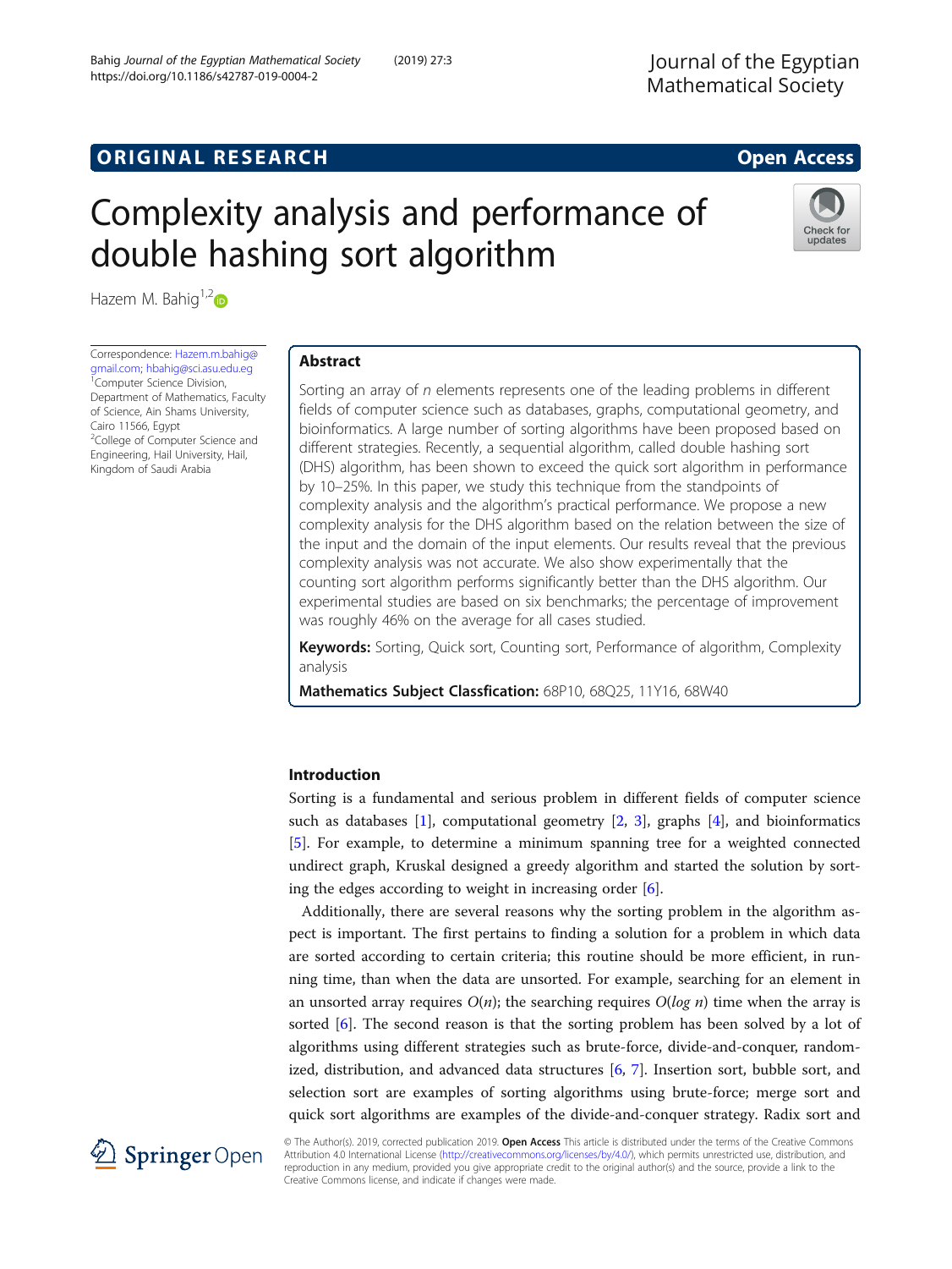ORIGINAL RESEARCH

Open Access

# Complexity analysis and performance of double hashing sort algorithm

Hazem M. Bahig[1,2]

Correspondence: Hazem.m.bahig@gmail.com; hbahig@sci.asu.edu.eg
[1]Computer Science Division, Department of Mathematics, Faculty of Science, Ain Shams University, Cairo 11566, Egypt
[2]College of Computer Science and Engineering, Hail University, Hail, Kingdom of Saudi Arabia

## Abstract

Sorting an array of $n$ elements represents one of the leading problems in different fields of computer science such as databases, graphs, computational geometry, and bioinformatics. A large number of sorting algorithms have been proposed based on different strategies. Recently, a sequential algorithm, called double hashing sort (DHS) algorithm, has been shown to exceed the quick sort algorithm in performance by 10–25%. In this paper, we study this technique from the standpoints of complexity analysis and the algorithm's practical performance. We propose a new complexity analysis for the DHS algorithm based on the relation between the size of the input and the domain of the input elements. Our results reveal that the previous complexity analysis was not accurate. We also show experimentally that the counting sort algorithm performs significantly better than the DHS algorithm. Our experimental studies are based on six benchmarks; the percentage of improvement was roughly 46% on the average for all cases studied.

**Keywords:** Sorting, Quick sort, Counting sort, Performance of algorithm, Complexity analysis

**Mathematics Subject Classfication:** 68P10, 68Q25, 11Y16, 68W40

## Introduction

Sorting is a fundamental and serious problem in different fields of computer science such as databases [1], computational geometry [2, 3], graphs [4], and bioinformatics [5]. For example, to determine a minimum spanning tree for a weighted connected undirect graph, Kruskal designed a greedy algorithm and started the solution by sorting the edges according to weight in increasing order [6].

Additionally, there are several reasons why the sorting problem in the algorithm aspect is important. The first pertains to finding a solution for a problem in which data are sorted according to certain criteria; this routine should be more efficient, in running time, than when the data are unsorted. For example, searching for an element in an unsorted array requires $O(n)$; the searching requires $O(\log n)$ time when the array is sorted [6]. The second reason is that the sorting problem has been solved by a lot of algorithms using different strategies such as brute-force, divide-and-conquer, randomized, distribution, and advanced data structures [6, 7]. Insertion sort, bubble sort, and selection sort are examples of sorting algorithms using brute-force; merge sort and quick sort algorithms are examples of the divide-and-conquer strategy. Radix sort and

© The Author(s). 2019, corrected publication 2019. **Open Access** This article is distributed under the terms of the Creative Commons Attribution 4.0 International License (http://creativecommons.org/licenses/by/4.0/), which permits unrestricted use, distribution, and reproduction in any medium, provided you give appropriate credit to the original author(s) and the source, provide a link to the Creative Commons license, and indicate if changes were made.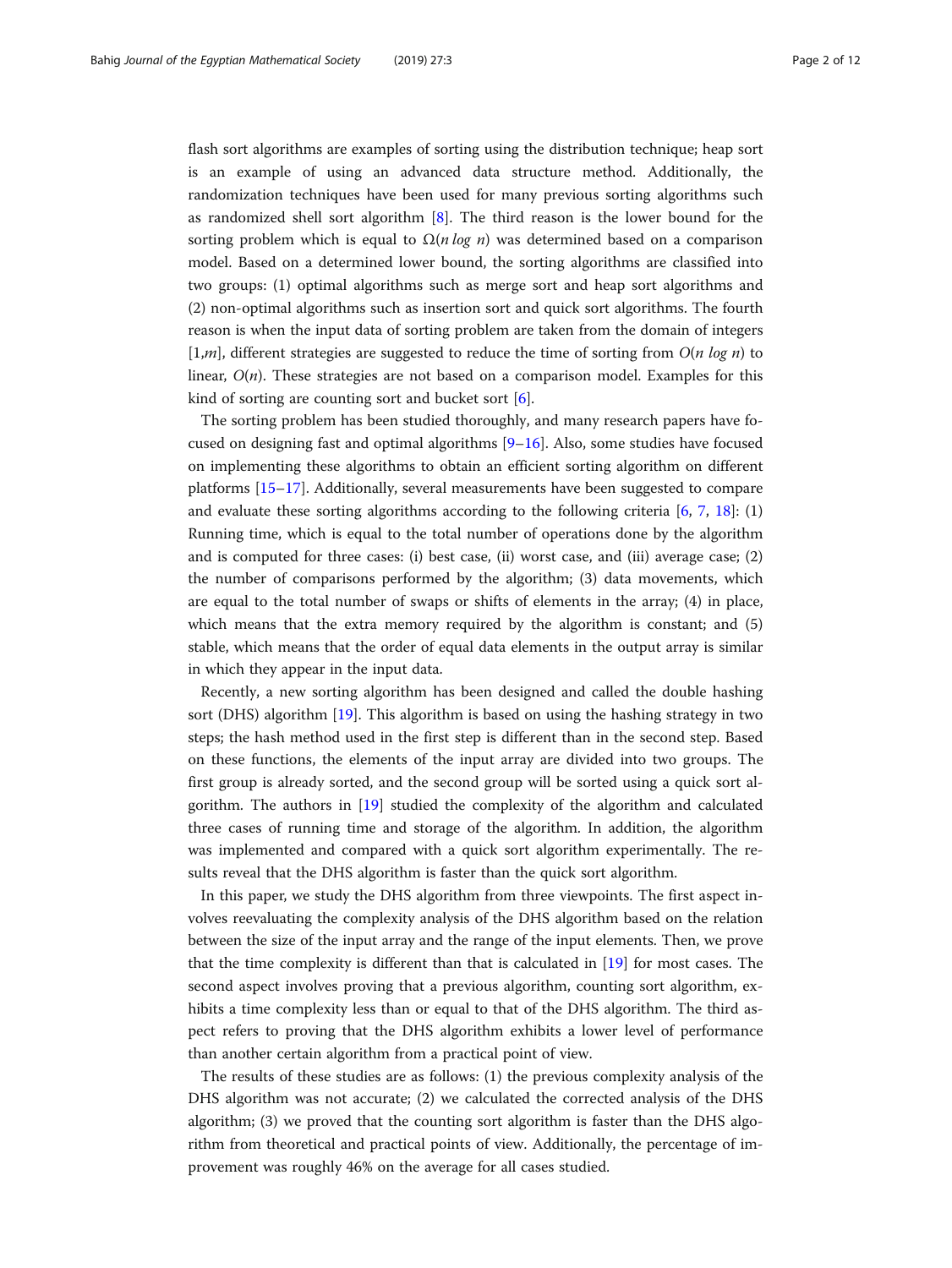flash sort algorithms are examples of sorting using the distribution technique; heap sort is an example of using an advanced data structure method. Additionally, the randomization techniques have been used for many previous sorting algorithms such as randomized shell sort algorithm [8]. The third reason is the lower bound for the sorting problem which is equal to $\Omega(n \log n)$ was determined based on a comparison model. Based on a determined lower bound, the sorting algorithms are classified into two groups: (1) optimal algorithms such as merge sort and heap sort algorithms and (2) non-optimal algorithms such as insertion sort and quick sort algorithms. The fourth reason is when the input data of sorting problem are taken from the domain of integers $[1,m]$, different strategies are suggested to reduce the time of sorting from $O(n \log n)$ to linear, $O(n)$. These strategies are not based on a comparison model. Examples for this kind of sorting are counting sort and bucket sort [6].

The sorting problem has been studied thoroughly, and many research papers have focused on designing fast and optimal algorithms [9–16]. Also, some studies have focused on implementing these algorithms to obtain an efficient sorting algorithm on different platforms [15–17]. Additionally, several measurements have been suggested to compare and evaluate these sorting algorithms according to the following criteria [6, 7, 18]: (1) Running time, which is equal to the total number of operations done by the algorithm and is computed for three cases: (i) best case, (ii) worst case, and (iii) average case; (2) the number of comparisons performed by the algorithm; (3) data movements, which are equal to the total number of swaps or shifts of elements in the array; (4) in place, which means that the extra memory required by the algorithm is constant; and (5) stable, which means that the order of equal data elements in the output array is similar in which they appear in the input data.

Recently, a new sorting algorithm has been designed and called the double hashing sort (DHS) algorithm [19]. This algorithm is based on using the hashing strategy in two steps; the hash method used in the first step is different than in the second step. Based on these functions, the elements of the input array are divided into two groups. The first group is already sorted, and the second group will be sorted using a quick sort algorithm. The authors in [19] studied the complexity of the algorithm and calculated three cases of running time and storage of the algorithm. In addition, the algorithm was implemented and compared with a quick sort algorithm experimentally. The results reveal that the DHS algorithm is faster than the quick sort algorithm.

In this paper, we study the DHS algorithm from three viewpoints. The first aspect involves reevaluating the complexity analysis of the DHS algorithm based on the relation between the size of the input array and the range of the input elements. Then, we prove that the time complexity is different than that is calculated in [19] for most cases. The second aspect involves proving that a previous algorithm, counting sort algorithm, exhibits a time complexity less than or equal to that of the DHS algorithm. The third aspect refers to proving that the DHS algorithm exhibits a lower level of performance than another certain algorithm from a practical point of view.

The results of these studies are as follows: (1) the previous complexity analysis of the DHS algorithm was not accurate; (2) we calculated the corrected analysis of the DHS algorithm; (3) we proved that the counting sort algorithm is faster than the DHS algorithm from theoretical and practical points of view. Additionally, the percentage of improvement was roughly 46% on the average for all cases studied.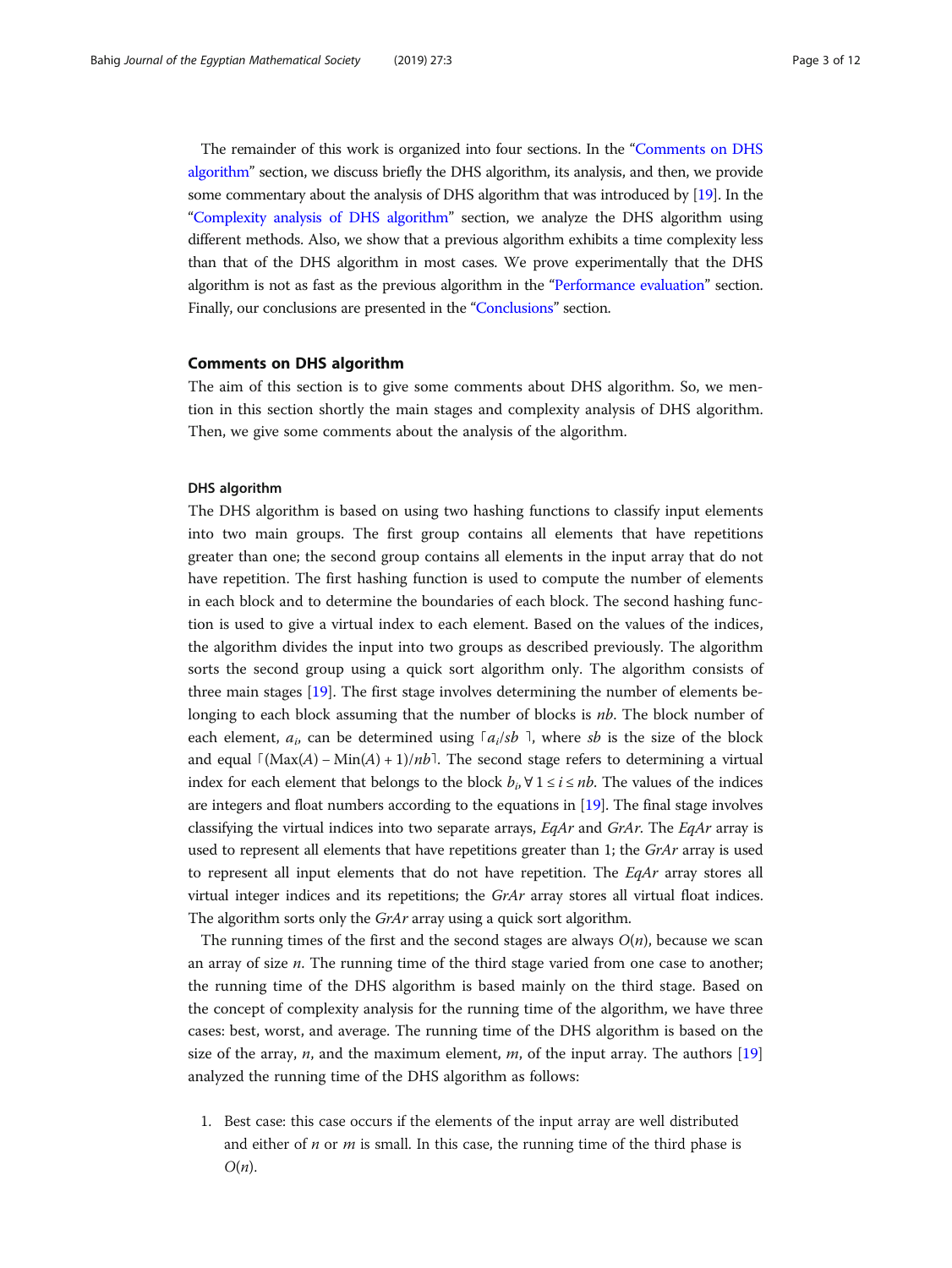The remainder of this work is organized into four sections. In the "Comments on DHS algorithm" section, we discuss briefly the DHS algorithm, its analysis, and then, we provide some commentary about the analysis of DHS algorithm that was introduced by [19]. In the "Complexity analysis of DHS algorithm" section, we analyze the DHS algorithm using different methods. Also, we show that a previous algorithm exhibits a time complexity less than that of the DHS algorithm in most cases. We prove experimentally that the DHS algorithm is not as fast as the previous algorithm in the "Performance evaluation" section. Finally, our conclusions are presented in the "Conclusions" section.

## Comments on DHS algorithm

The aim of this section is to give some comments about DHS algorithm. So, we mention in this section shortly the main stages and complexity analysis of DHS algorithm. Then, we give some comments about the analysis of the algorithm.

### DHS algorithm

The DHS algorithm is based on using two hashing functions to classify input elements into two main groups. The first group contains all elements that have repetitions greater than one; the second group contains all elements in the input array that do not have repetition. The first hashing function is used to compute the number of elements in each block and to determine the boundaries of each block. The second hashing function is used to give a virtual index to each element. Based on the values of the indices, the algorithm divides the input into two groups as described previously. The algorithm sorts the second group using a quick sort algorithm only. The algorithm consists of three main stages [19]. The first stage involves determining the number of elements belonging to each block assuming that the number of blocks is $nb$. The block number of each element, $a_i$, can be determined using $\lceil a_i/sb \rceil$, where $sb$ is the size of the block and equal $\lceil (\text{Max}(A) - \text{Min}(A) + 1)/nb \rceil$. The second stage refers to determining a virtual index for each element that belongs to the block $b_i, \forall\, 1 \le i \le nb$. The values of the indices are integers and float numbers according to the equations in [19]. The final stage involves classifying the virtual indices into two separate arrays, *EqAr* and *GrAr*. The *EqAr* array is used to represent all elements that have repetitions greater than 1; the *GrAr* array is used to represent all input elements that do not have repetition. The *EqAr* array stores all virtual integer indices and its repetitions; the *GrAr* array stores all virtual float indices. The algorithm sorts only the *GrAr* array using a quick sort algorithm.

The running times of the first and the second stages are always $O(n)$, because we scan an array of size $n$. The running time of the third stage varied from one case to another; the running time of the DHS algorithm is based mainly on the third stage. Based on the concept of complexity analysis for the running time of the algorithm, we have three cases: best, worst, and average. The running time of the DHS algorithm is based on the size of the array, $n$, and the maximum element, $m$, of the input array. The authors [19] analyzed the running time of the DHS algorithm as follows:

1. Best case: this case occurs if the elements of the input array are well distributed and either of $n$ or $m$ is small. In this case, the running time of the third phase is $O(n)$.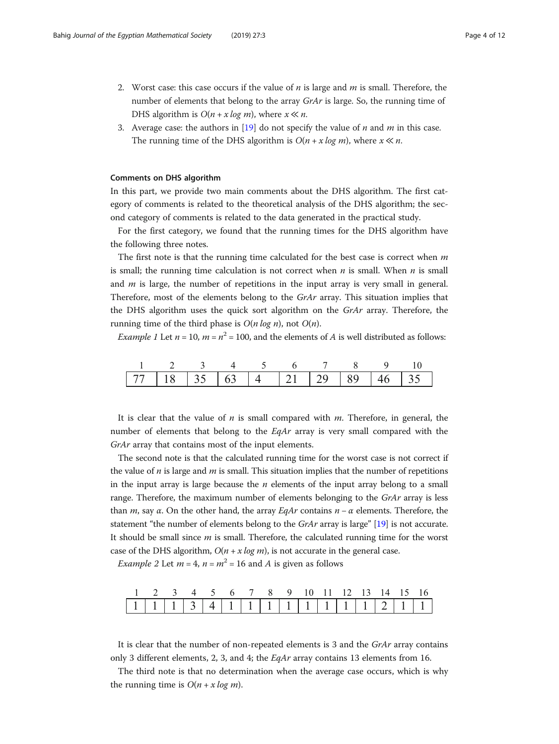2. Worst case: this case occurs if the value of $n$ is large and $m$ is small. Therefore, the number of elements that belong to the array *GrAr* is large. So, the running time of DHS algorithm is $O(n + x \log m)$, where $x \ll n$.
3. Average case: the authors in [19] do not specify the value of $n$ and $m$ in this case. The running time of the DHS algorithm is $O(n + x \log m)$, where $x \ll n$.

#### Comments on DHS algorithm

In this part, we provide two main comments about the DHS algorithm. The first category of comments is related to the theoretical analysis of the DHS algorithm; the second category of comments is related to the data generated in the practical study.

For the first category, we found that the running times for the DHS algorithm have the following three notes.

The first note is that the running time calculated for the best case is correct when $m$ is small; the running time calculation is not correct when $n$ is small. When $n$ is small and $m$ is large, the number of repetitions in the input array is very small in general. Therefore, most of the elements belong to the *GrAr* array. This situation implies that the DHS algorithm uses the quick sort algorithm on the *GrAr* array. Therefore, the running time of the third phase is $O(n \log n)$, not $O(n)$.

*Example 1* Let $n = 10$, $m = n^2 = 100$, and the elements of $A$ is well distributed as follows:

| 1 | 2 | 3 | 4 | 5 | 6 | 7 | 8 | 9 | 10 |
|---|---|---|---|---|---|---|---|---|---|
| 77 | 18 | 35 | 63 | 4 | 21 | 29 | 89 | 46 | 35 |

It is clear that the value of $n$ is small compared with $m$. Therefore, in general, the number of elements that belong to the *EqAr* array is very small compared with the *GrAr* array that contains most of the input elements.

The second note is that the calculated running time for the worst case is not correct if the value of $n$ is large and $m$ is small. This situation implies that the number of repetitions in the input array is large because the $n$ elements of the input array belong to a small range. Therefore, the maximum number of elements belonging to the *GrAr* array is less than $m$, say $\alpha$. On the other hand, the array *EqAr* contains $n - \alpha$ elements. Therefore, the statement "the number of elements belong to the *GrAr* array is large" [19] is not accurate. It should be small since $m$ is small. Therefore, the calculated running time for the worst case of the DHS algorithm, $O(n + x \log m)$, is not accurate in the general case.

*Example 2* Let $m = 4$, $n = m^2 = 16$ and $A$ is given as follows

| 1 | 2 | 3 | 4 | 5 | 6 | 7 | 8 | 9 | 10 | 11 | 12 | 13 | 14 | 15 | 16 |
|---|---|---|---|---|---|---|---|---|---|---|---|---|---|---|---|
| 1 | 1 | 1 | 3 | 4 | 1 | 1 | 1 | 1 | 1 | 1 | 1 | 1 | 2 | 1 | 1 |

It is clear that the number of non-repeated elements is 3 and the *GrAr* array contains only 3 different elements, 2, 3, and 4; the *EqAr* array contains 13 elements from 16.

The third note is that no determination when the average case occurs, which is why the running time is $O(n + x \log m)$.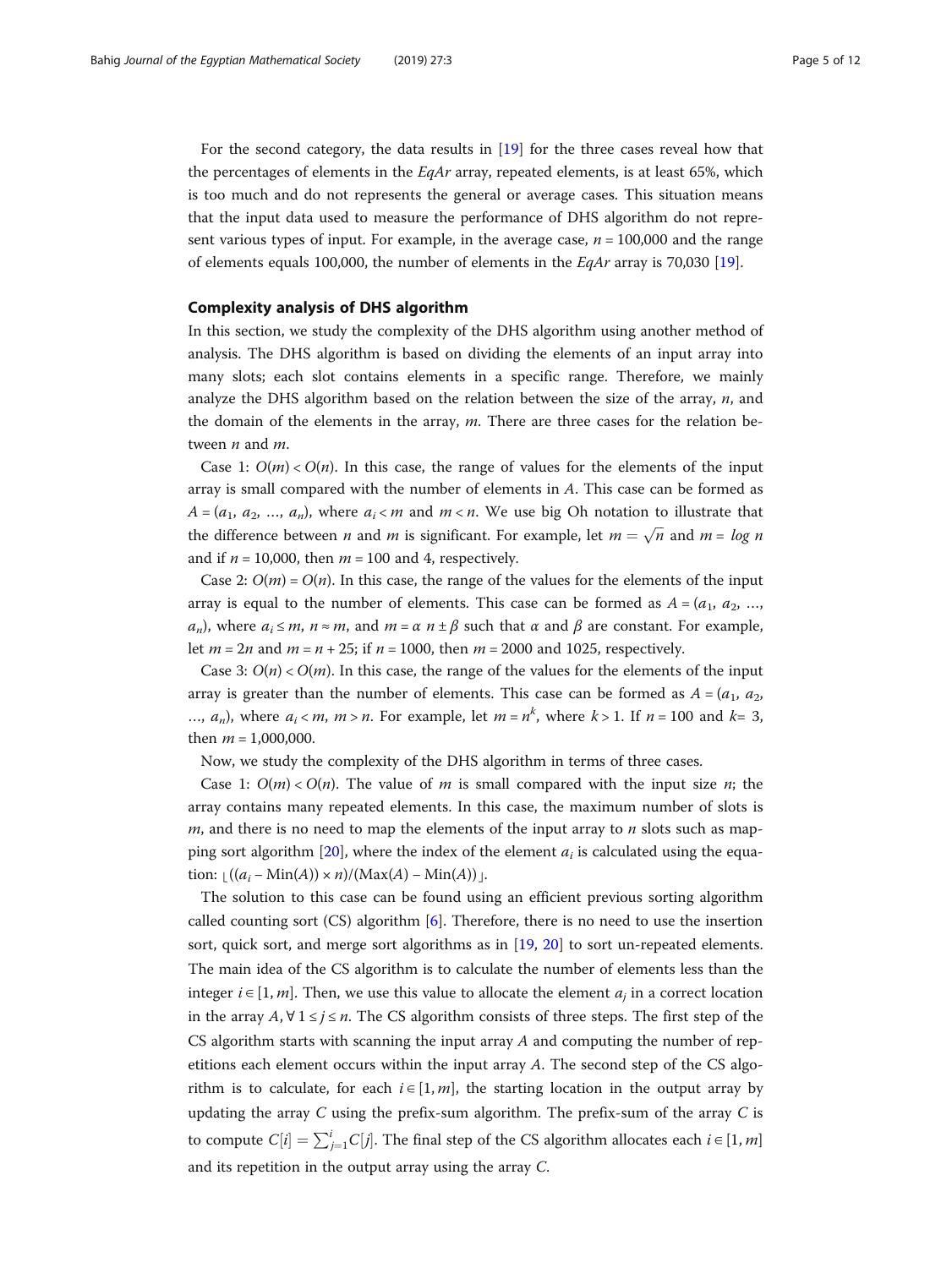For the second category, the data results in [19] for the three cases reveal how that the percentages of elements in the *EqAr* array, repeated elements, is at least 65%, which is too much and do not represents the general or average cases. This situation means that the input data used to measure the performance of DHS algorithm do not represent various types of input. For example, in the average case, $n = 100{,}000$ and the range of elements equals 100,000, the number of elements in the *EqAr* array is 70,030 [19].

### Complexity analysis of DHS algorithm

In this section, we study the complexity of the DHS algorithm using another method of analysis. The DHS algorithm is based on dividing the elements of an input array into many slots; each slot contains elements in a specific range. Therefore, we mainly analyze the DHS algorithm based on the relation between the size of the array, $n$, and the domain of the elements in the array, $m$. There are three cases for the relation between $n$ and $m$.

Case 1: $O(m) < O(n)$. In this case, the range of values for the elements of the input array is small compared with the number of elements in $A$. This case can be formed as $A = (a_1, a_2, \ldots, a_n)$, where $a_i < m$ and $m < n$. We use big Oh notation to illustrate that the difference between $n$ and $m$ is significant. For example, let $m = \sqrt{n}$ and $m = \log n$ and if $n = 10{,}000$, then $m = 100$ and 4, respectively.

Case 2: $O(m) = O(n)$. In this case, the range of the values for the elements of the input array is equal to the number of elements. This case can be formed as $A = (a_1, a_2, \ldots, a_n)$, where $a_i \leq m$, $n \approx m$, and $m = \alpha\, n \pm \beta$ such that $\alpha$ and $\beta$ are constant. For example, let $m = 2n$ and $m = n + 25$; if $n = 1000$, then $m = 2000$ and 1025, respectively.

Case 3: $O(n) < O(m)$. In this case, the range of the values for the elements of the input array is greater than the number of elements. This case can be formed as $A = (a_1, a_2, \ldots, a_n)$, where $a_i < m$, $m > n$. For example, let $m = n^k$, where $k > 1$. If $n = 100$ and $k = 3$, then $m = 1{,}000{,}000$.

Now, we study the complexity of the DHS algorithm in terms of three cases.

Case 1: $O(m) < O(n)$. The value of $m$ is small compared with the input size $n$; the array contains many repeated elements. In this case, the maximum number of slots is $m$, and there is no need to map the elements of the input array to $n$ slots such as mapping sort algorithm [20], where the index of the element $a_i$ is calculated using the equation: $\lfloor ((a_i - \mathrm{Min}(A)) \times n)/(\mathrm{Max}(A) - \mathrm{Min}(A)) \rfloor$.

The solution to this case can be found using an efficient previous sorting algorithm called counting sort (CS) algorithm [6]. Therefore, there is no need to use the insertion sort, quick sort, and merge sort algorithms as in [19, 20] to sort un-repeated elements. The main idea of the CS algorithm is to calculate the number of elements less than the integer $i \in [1, m]$. Then, we use this value to allocate the element $a_j$ in a correct location in the array $A, \forall\, 1 \leq j \leq n$. The CS algorithm consists of three steps. The first step of the CS algorithm starts with scanning the input array $A$ and computing the number of repetitions each element occurs within the input array $A$. The second step of the CS algorithm is to calculate, for each $i \in [1, m]$, the starting location in the output array by updating the array $C$ using the prefix-sum algorithm. The prefix-sum of the array $C$ is to compute $C[i] = \sum_{j=1}^{i} C[j]$. The final step of the CS algorithm allocates each $i \in [1, m]$ and its repetition in the output array using the array $C$.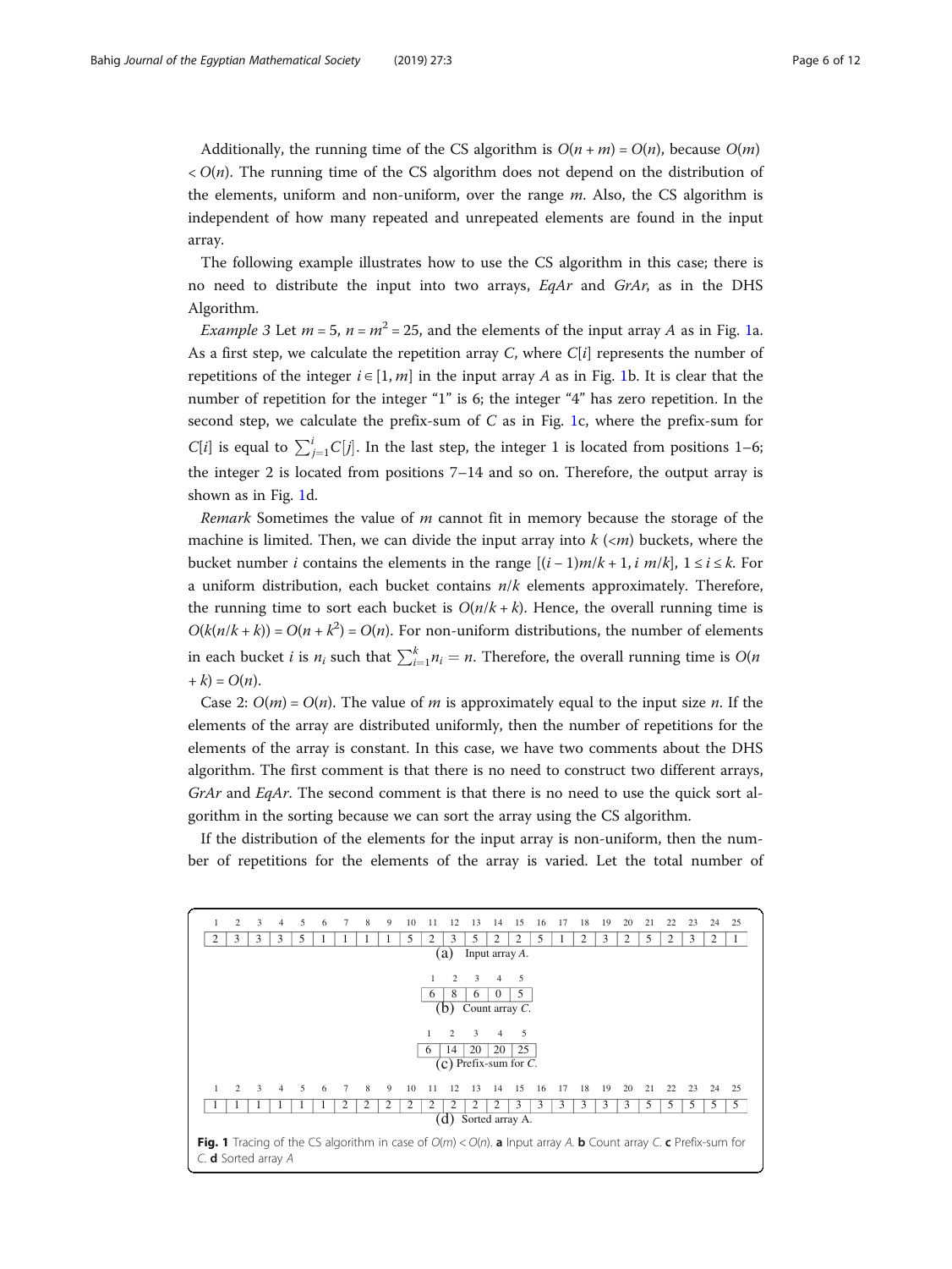Additionally, the running time of the CS algorithm is $O(n + m) = O(n)$, because $O(m) < O(n)$. The running time of the CS algorithm does not depend on the distribution of the elements, uniform and non-uniform, over the range $m$. Also, the CS algorithm is independent of how many repeated and unrepeated elements are found in the input array.

The following example illustrates how to use the CS algorithm in this case; there is no need to distribute the input into two arrays, *EqAr* and *GrAr*, as in the DHS Algorithm.

*Example 3* Let $m = 5$, $n = m^2 = 25$, and the elements of the input array $A$ as in Fig. 1a. As a first step, we calculate the repetition array $C$, where $C[i]$ represents the number of repetitions of the integer $i \in [1, m]$ in the input array $A$ as in Fig. 1b. It is clear that the number of repetition for the integer "1" is 6; the integer "4" has zero repetition. In the second step, we calculate the prefix-sum of $C$ as in Fig. 1c, where the prefix-sum for $C[i]$ is equal to $\sum_{j=1}^{i} C[j]$. In the last step, the integer 1 is located from positions 1–6; the integer 2 is located from positions 7–14 and so on. Therefore, the output array is shown as in Fig. 1d.

*Remark* Sometimes the value of $m$ cannot fit in memory because the storage of the machine is limited. Then, we can divide the input array into $k$ ($<m$) buckets, where the bucket number $i$ contains the elements in the range $[(i-1)m/k + 1, i\ m/k]$, $1 \le i \le k$. For a uniform distribution, each bucket contains $n/k$ elements approximately. Therefore, the running time to sort each bucket is $O(n/k + k)$. Hence, the overall running time is $O(k(n/k + k)) = O(n + k^2) = O(n)$. For non-uniform distributions, the number of elements in each bucket $i$ is $n_i$ such that $\sum_{i=1}^{k} n_i = n$. Therefore, the overall running time is $O(n + k) = O(n)$.

Case 2: $O(m) = O(n)$. The value of $m$ is approximately equal to the input size $n$. If the elements of the array are distributed uniformly, then the number of repetitions for the elements of the array is constant. In this case, we have two comments about the DHS algorithm. The first comment is that there is no need to construct two different arrays, *GrAr* and *EqAr*. The second comment is that there is no need to use the quick sort algorithm in the sorting because we can sort the array using the CS algorithm.

If the distribution of the elements for the input array is non-uniform, then the number of repetitions for the elements of the array is varied. Let the total number of

(a) Input array $A$.

| 1 | 2 | 3 | 4 | 5 | 6 | 7 | 8 | 9 | 10 | 11 | 12 | 13 | 14 | 15 | 16 | 17 | 18 | 19 | 20 | 21 | 22 | 23 | 24 | 25 |
|---|---|---|---|---|---|---|---|---|---|---|---|---|---|---|---|---|---|---|---|---|---|---|---|---|
| 2 | 3 | 3 | 3 | 5 | 1 | 1 | 1 | 1 | 5 | 2 | 3 | 5 | 2 | 2 | 5 | 1 | 2 | 3 | 2 | 5 | 2 | 3 | 2 | 1 |

(b) Count array $C$.

| 1 | 2 | 3 | 4 | 5 |
|---|---|---|---|---|
| 6 | 8 | 6 | 0 | 5 |

(c) Prefix-sum for $C$.

| 1 | 2 | 3 | 4 | 5 |
|---|---|---|---|---|
| 6 | 14 | 20 | 20 | 25 |

(d) Sorted array A.

| 1 | 2 | 3 | 4 | 5 | 6 | 7 | 8 | 9 | 10 | 11 | 12 | 13 | 14 | 15 | 16 | 17 | 18 | 19 | 20 | 21 | 22 | 23 | 24 | 25 |
|---|---|---|---|---|---|---|---|---|---|---|---|---|---|---|---|---|---|---|---|---|---|---|---|---|
| 1 | 1 | 1 | 1 | 1 | 1 | 2 | 2 | 2 | 2 | 2 | 2 | 2 | 2 | 3 | 3 | 3 | 3 | 3 | 3 | 5 | 5 | 5 | 5 | 5 |

**Fig. 1** Tracing of the CS algorithm in case of $O(m) < O(n)$. **a** Input array $A$. **b** Count array $C$. **c** Prefix-sum for $C$. **d** Sorted array $A$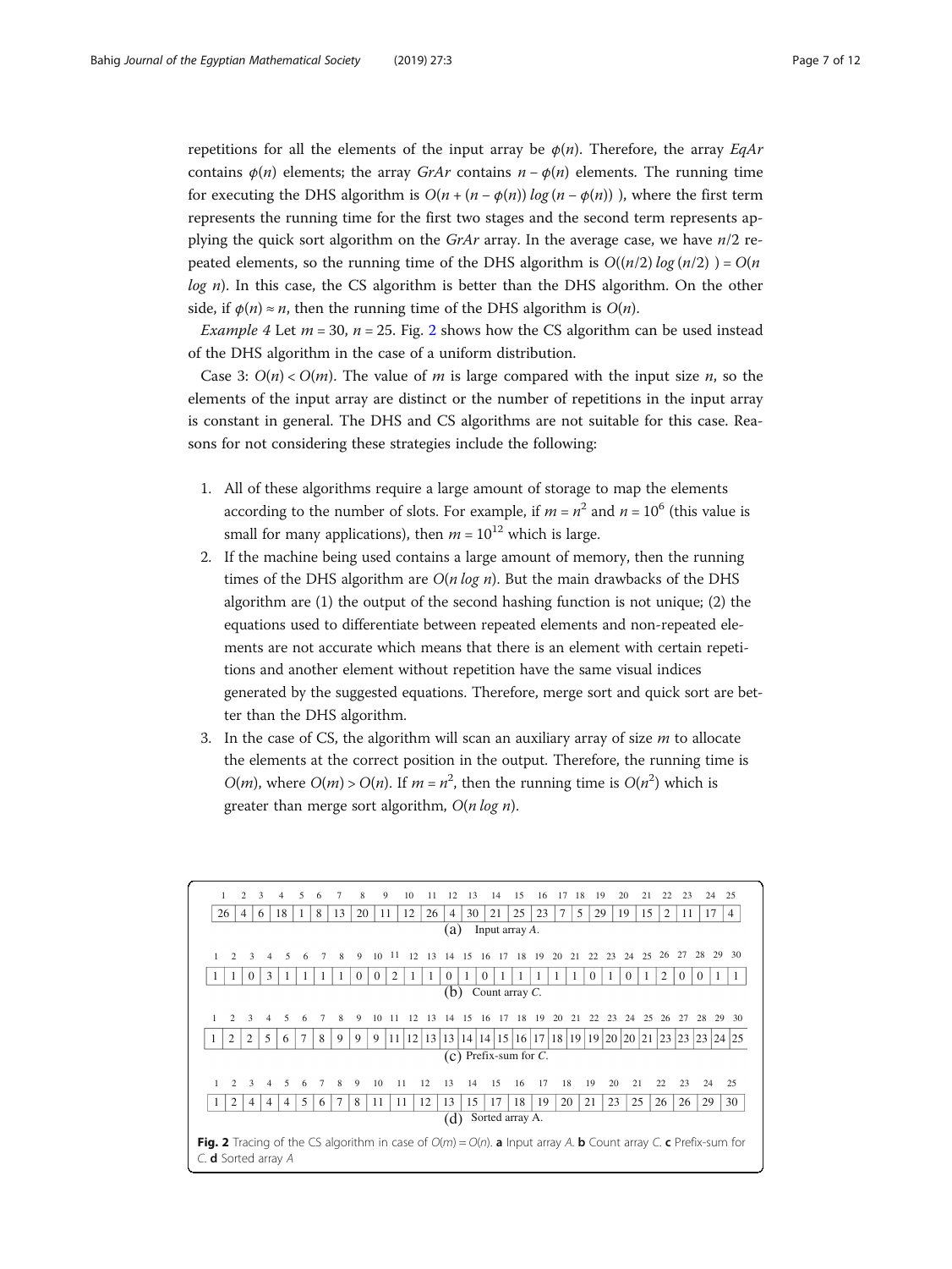repetitions for all the elements of the input array be $\phi(n)$. Therefore, the array *EqAr* contains $\phi(n)$ elements; the array *GrAr* contains $n - \phi(n)$ elements. The running time for executing the DHS algorithm is $O(n + (n - \phi(n)) \log (n - \phi(n)))$, where the first term represents the running time for the first two stages and the second term represents applying the quick sort algorithm on the *GrAr* array. In the average case, we have $n/2$ repeated elements, so the running time of the DHS algorithm is $O((n/2) \log (n/2)) = O(n \log n)$. In this case, the CS algorithm is better than the DHS algorithm. On the other side, if $\phi(n) \approx n$, then the running time of the DHS algorithm is $O(n)$.

*Example 4* Let $m = 30$, $n = 25$. Fig. 2 shows how the CS algorithm can be used instead of the DHS algorithm in the case of a uniform distribution.

Case 3: $O(n) < O(m)$. The value of $m$ is large compared with the input size $n$, so the elements of the input array are distinct or the number of repetitions in the input array is constant in general. The DHS and CS algorithms are not suitable for this case. Reasons for not considering these strategies include the following:

1. All of these algorithms require a large amount of storage to map the elements according to the number of slots. For example, if $m = n^2$ and $n = 10^6$ (this value is small for many applications), then $m = 10^{12}$ which is large.
2. If the machine being used contains a large amount of memory, then the running times of the DHS algorithm are $O(n \log n)$. But the main drawbacks of the DHS algorithm are (1) the output of the second hashing function is not unique; (2) the equations used to differentiate between repeated elements and non-repeated elements are not accurate which means that there is an element with certain repetitions and another element without repetition have the same visual indices generated by the suggested equations. Therefore, merge sort and quick sort are better than the DHS algorithm.
3. In the case of CS, the algorithm will scan an auxiliary array of size $m$ to allocate the elements at the correct position in the output. Therefore, the running time is $O(m)$, where $O(m) > O(n)$. If $m = n^2$, then the running time is $O(n^2)$ which is greater than merge sort algorithm, $O(n \log n)$.

(a) Input array *A*.

| 1 | 2 | 3 | 4 | 5 | 6 | 7 | 8 | 9 | 10 | 11 | 12 | 13 | 14 | 15 | 16 | 17 | 18 | 19 | 20 | 21 | 22 | 23 | 24 | 25 |
|---|---|---|---|---|---|---|---|---|---|---|---|---|---|---|---|---|---|---|---|---|---|---|---|---|
| 26 | 4 | 6 | 18 | 1 | 8 | 13 | 20 | 11 | 12 | 26 | 4 | 30 | 21 | 25 | 23 | 7 | 5 | 29 | 19 | 15 | 2 | 11 | 17 | 4 |

(b) Count array *C*.

| 1 | 2 | 3 | 4 | 5 | 6 | 7 | 8 | 9 | 10 | 11 | 12 | 13 | 14 | 15 | 16 | 17 | 18 | 19 | 20 | 21 | 22 | 23 | 24 | 25 | 26 | 27 | 28 | 29 | 30 |
|---|---|---|---|---|---|---|---|---|---|---|---|---|---|---|---|---|---|---|---|---|---|---|---|---|---|---|---|---|---|
| 1 | 1 | 0 | 3 | 1 | 1 | 1 | 1 | 0 | 0 | 2 | 1 | 1 | 0 | 1 | 0 | 1 | 1 | 1 | 1 | 1 | 0 | 1 | 0 | 1 | 2 | 0 | 0 | 1 | 1 |

(c) Prefix-sum for *C*.

| 1 | 2 | 3 | 4 | 5 | 6 | 7 | 8 | 9 | 10 | 11 | 12 | 13 | 14 | 15 | 16 | 17 | 18 | 19 | 20 | 21 | 22 | 23 | 24 | 25 | 26 | 27 | 28 | 29 | 30 |
|---|---|---|---|---|---|---|---|---|---|---|---|---|---|---|---|---|---|---|---|---|---|---|---|---|---|---|---|---|---|
| 1 | 2 | 2 | 5 | 6 | 7 | 8 | 9 | 9 | 9 | 11 | 12 | 13 | 13 | 14 | 14 | 15 | 16 | 17 | 18 | 19 | 19 | 20 | 20 | 21 | 23 | 23 | 23 | 24 | 25 |

(d) Sorted array A.

| 1 | 2 | 3 | 4 | 5 | 6 | 7 | 8 | 9 | 10 | 11 | 12 | 13 | 14 | 15 | 16 | 17 | 18 | 19 | 20 | 21 | 22 | 23 | 24 | 25 |
|---|---|---|---|---|---|---|---|---|---|---|---|---|---|---|---|---|---|---|---|---|---|---|---|---|
| 1 | 2 | 4 | 4 | 4 | 5 | 6 | 7 | 8 | 11 | 11 | 12 | 13 | 15 | 17 | 18 | 19 | 20 | 21 | 23 | 25 | 26 | 26 | 29 | 30 |

**Fig. 2** Tracing of the CS algorithm in case of $O(m) = O(n)$. **a** Input array *A*. **b** Count array *C*. **c** Prefix-sum for *C*. **d** Sorted array *A*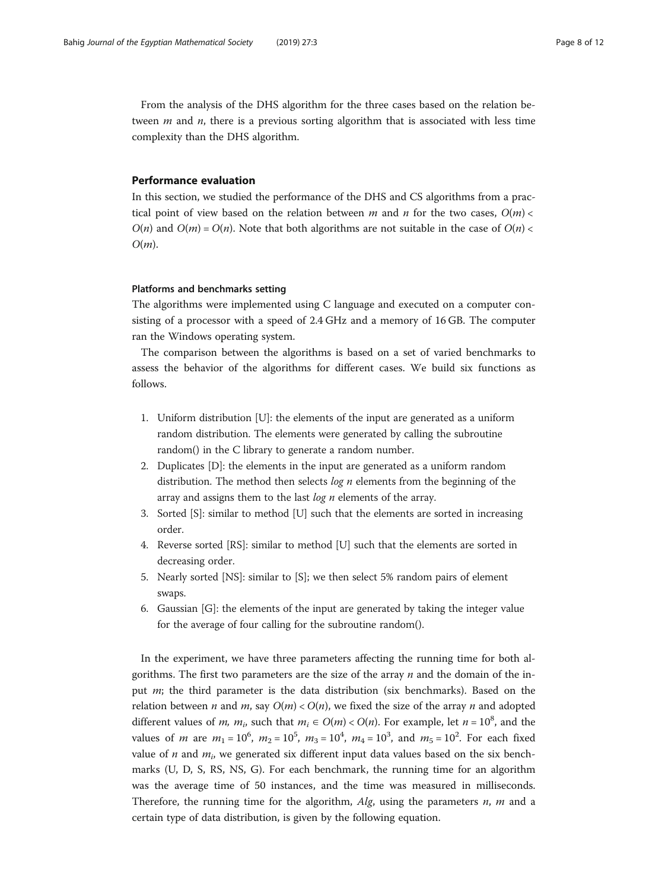From the analysis of the DHS algorithm for the three cases based on the relation between $m$ and $n$, there is a previous sorting algorithm that is associated with less time complexity than the DHS algorithm.

## Performance evaluation

In this section, we studied the performance of the DHS and CS algorithms from a practical point of view based on the relation between $m$ and $n$ for the two cases, $O(m) < O(n)$ and $O(m) = O(n)$. Note that both algorithms are not suitable in the case of $O(n) < O(m)$.

### Platforms and benchmarks setting

The algorithms were implemented using C language and executed on a computer consisting of a processor with a speed of 2.4 GHz and a memory of 16 GB. The computer ran the Windows operating system.

The comparison between the algorithms is based on a set of varied benchmarks to assess the behavior of the algorithms for different cases. We build six functions as follows.

1. Uniform distribution [U]: the elements of the input are generated as a uniform random distribution. The elements were generated by calling the subroutine random() in the C library to generate a random number.
2. Duplicates [D]: the elements in the input are generated as a uniform random distribution. The method then selects $\log n$ elements from the beginning of the array and assigns them to the last $\log n$ elements of the array.
3. Sorted [S]: similar to method [U] such that the elements are sorted in increasing order.
4. Reverse sorted [RS]: similar to method [U] such that the elements are sorted in decreasing order.
5. Nearly sorted [NS]: similar to [S]; we then select 5% random pairs of element swaps.
6. Gaussian [G]: the elements of the input are generated by taking the integer value for the average of four calling for the subroutine random().

In the experiment, we have three parameters affecting the running time for both algorithms. The first two parameters are the size of the array $n$ and the domain of the input $m$; the third parameter is the data distribution (six benchmarks). Based on the relation between $n$ and $m$, say $O(m) < O(n)$, we fixed the size of the array $n$ and adopted different values of $m$, $m_i$, such that $m_i \in O(m) < O(n)$. For example, let $n = 10^8$, and the values of $m$ are $m_1 = 10^6$, $m_2 = 10^5$, $m_3 = 10^4$, $m_4 = 10^3$, and $m_5 = 10^2$. For each fixed value of $n$ and $m_i$, we generated six different input data values based on the six benchmarks (U, D, S, RS, NS, G). For each benchmark, the running time for an algorithm was the average time of 50 instances, and the time was measured in milliseconds. Therefore, the running time for the algorithm, *Alg*, using the parameters $n$, $m$ and a certain type of data distribution, is given by the following equation.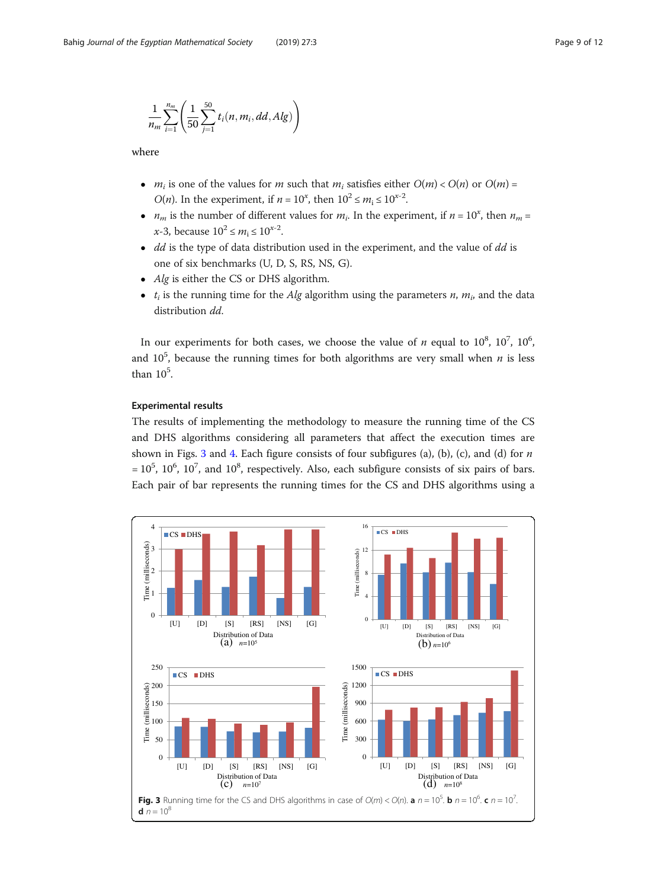$$\frac{1}{n_m}\sum_{i=1}^{n_m}\left(\frac{1}{50}\sum_{j=1}^{50} t_i(n, m_i, dd, Alg)\right)$$

where

- $m_i$ is one of the values for $m$ such that $m_i$ satisfies either $O(m) < O(n)$ or $O(m) = O(n)$. In the experiment, if $n = 10^x$, then $10^2 \le m_i \le 10^{x-2}$.
- $n_m$ is the number of different values for $m_i$. In the experiment, if $n = 10^x$, then $n_m = x$-3, because $10^2 \le m_i \le 10^{x-2}$.
- $dd$ is the type of data distribution used in the experiment, and the value of $dd$ is one of six benchmarks (U, D, S, RS, NS, G).
- $Alg$ is either the CS or DHS algorithm.
- $t_i$ is the running time for the $Alg$ algorithm using the parameters $n$, $m_i$, and the data distribution $dd$.

In our experiments for both cases, we choose the value of $n$ equal to $10^8$, $10^7$, $10^6$, and $10^5$, because the running times for both algorithms are very small when $n$ is less than $10^5$.

### Experimental results

The results of implementing the methodology to measure the running time of the CS and DHS algorithms considering all parameters that affect the execution times are shown in Figs. 3 and 4. Each figure consists of four subfigures (a), (b), (c), and (d) for $n = 10^5$, $10^6$, $10^7$, and $10^8$, respectively. Also, each subfigure consists of six pairs of bars. Each pair of bar represents the running times for the CS and DHS algorithms using a

**Fig. 3** Running time for the CS and DHS algorithms in case of $O(m) < O(n)$. **a** $n = 10^5$. **b** $n = 10^6$. **c** $n = 10^7$. **d** $n = 10^8$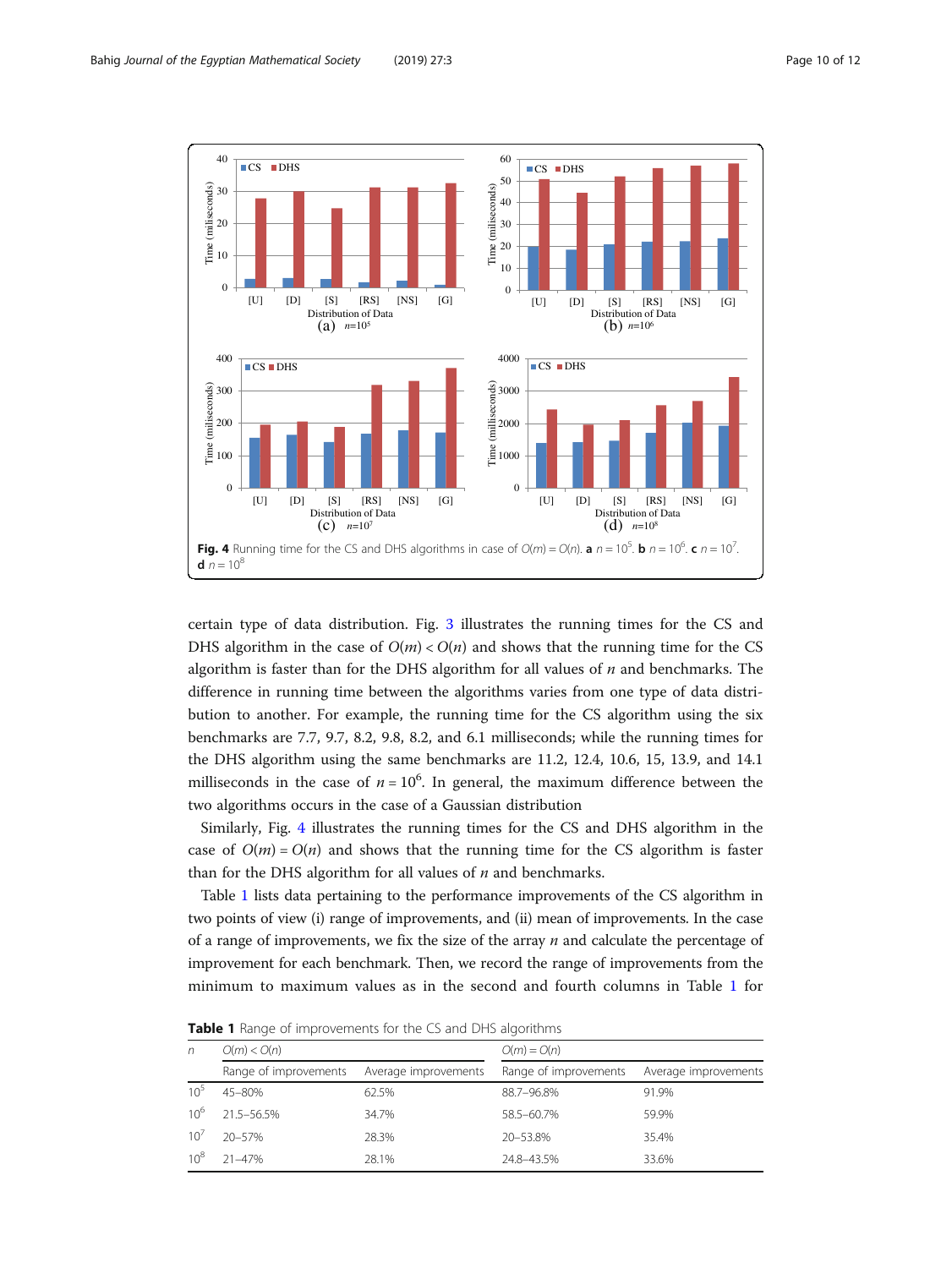**Fig. 4** Running time for the CS and DHS algorithms in case of $O(m) = O(n)$. **a** $n = 10^5$. **b** $n = 10^6$. **c** $n = 10^7$. **d** $n = 10^8$

certain type of data distribution. Fig. 3 illustrates the running times for the CS and DHS algorithm in the case of $O(m) < O(n)$ and shows that the running time for the CS algorithm is faster than for the DHS algorithm for all values of $n$ and benchmarks. The difference in running time between the algorithms varies from one type of data distribution to another. For example, the running time for the CS algorithm using the six benchmarks are 7.7, 9.7, 8.2, 9.8, 8.2, and 6.1 milliseconds; while the running times for the DHS algorithm using the same benchmarks are 11.2, 12.4, 10.6, 15, 13.9, and 14.1 milliseconds in the case of $n = 10^6$. In general, the maximum difference between the two algorithms occurs in the case of a Gaussian distribution

Similarly, Fig. 4 illustrates the running times for the CS and DHS algorithm in the case of $O(m) = O(n)$ and shows that the running time for the CS algorithm is faster than for the DHS algorithm for all values of $n$ and benchmarks.

Table 1 lists data pertaining to the performance improvements of the CS algorithm in two points of view (i) range of improvements, and (ii) mean of improvements. In the case of a range of improvements, we fix the size of the array $n$ and calculate the percentage of improvement for each benchmark. Then, we record the range of improvements from the minimum to maximum values as in the second and fourth columns in Table 1 for

**Table 1** Range of improvements for the CS and DHS algorithms

| $n$ | $O(m) < O(n)$ | | $O(m) = O(n)$ | |
|---|---|---|---|---|
| | Range of improvements | Average improvements | Range of improvements | Average improvements |
| $10^5$ | 45–80% | 62.5% | 88.7–96.8% | 91.9% |
| $10^6$ | 21.5–56.5% | 34.7% | 58.5–60.7% | 59.9% |
| $10^7$ | 20–57% | 28.3% | 20–53.8% | 35.4% |
| $10^8$ | 21–47% | 28.1% | 24.8–43.5% | 33.6% |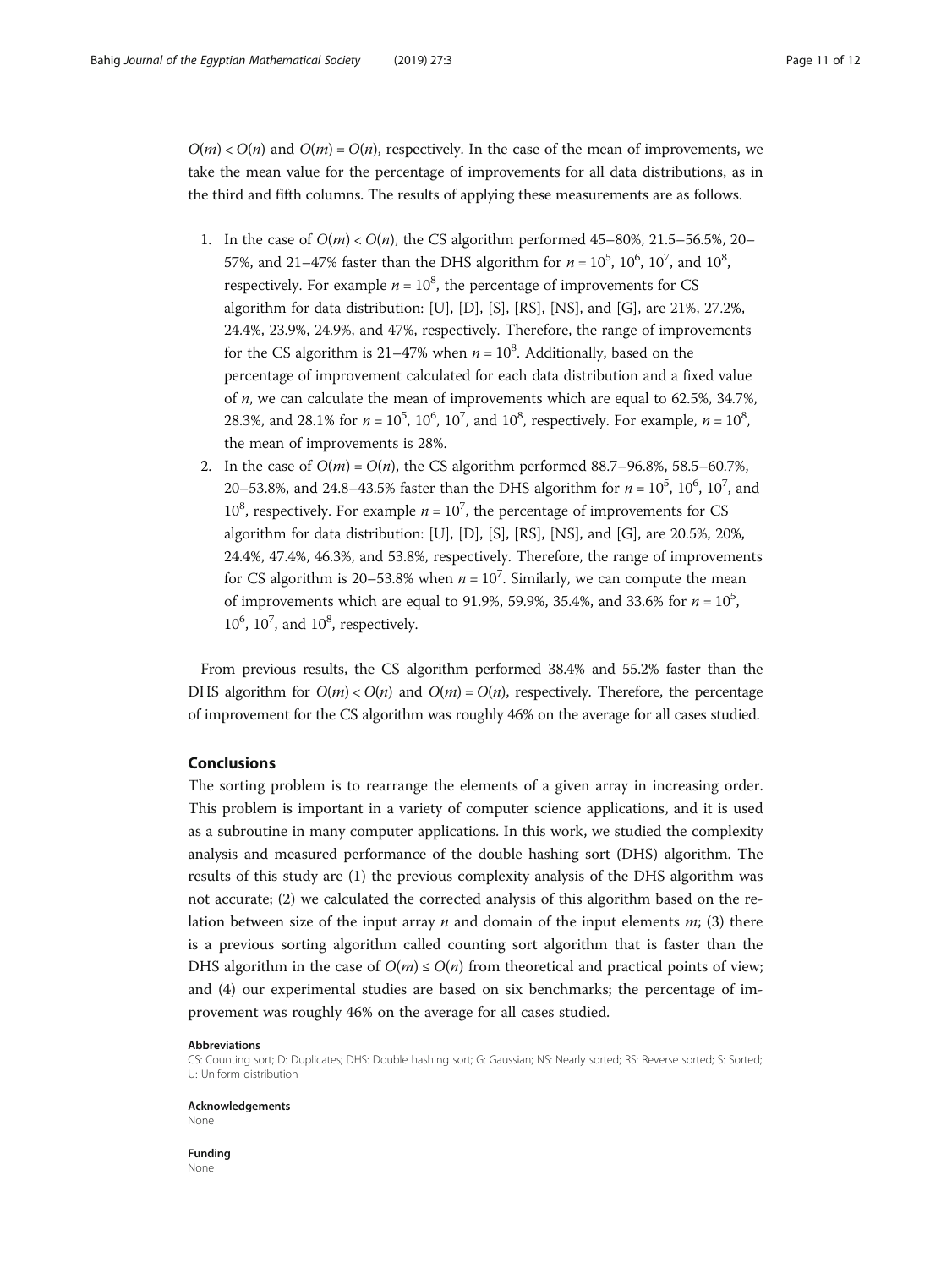$O(m) < O(n)$ and $O(m) = O(n)$, respectively. In the case of the mean of improvements, we take the mean value for the percentage of improvements for all data distributions, as in the third and fifth columns. The results of applying these measurements are as follows.

1. In the case of $O(m) < O(n)$, the CS algorithm performed 45–80%, 21.5–56.5%, 20–57%, and 21–47% faster than the DHS algorithm for $n = 10^5$, $10^6$, $10^7$, and $10^8$, respectively. For example $n = 10^8$, the percentage of improvements for CS algorithm for data distribution: [U], [D], [S], [RS], [NS], and [G], are 21%, 27.2%, 24.4%, 23.9%, 24.9%, and 47%, respectively. Therefore, the range of improvements for the CS algorithm is 21–47% when $n = 10^8$. Additionally, based on the percentage of improvement calculated for each data distribution and a fixed value of $n$, we can calculate the mean of improvements which are equal to 62.5%, 34.7%, 28.3%, and 28.1% for $n = 10^5$, $10^6$, $10^7$, and $10^8$, respectively. For example, $n = 10^8$, the mean of improvements is 28%.
2. In the case of $O(m) = O(n)$, the CS algorithm performed 88.7–96.8%, 58.5–60.7%, 20–53.8%, and 24.8–43.5% faster than the DHS algorithm for $n = 10^5$, $10^6$, $10^7$, and $10^8$, respectively. For example $n = 10^7$, the percentage of improvements for CS algorithm for data distribution: [U], [D], [S], [RS], [NS], and [G], are 20.5%, 20%, 24.4%, 47.4%, 46.3%, and 53.8%, respectively. Therefore, the range of improvements for CS algorithm is 20–53.8% when $n = 10^7$. Similarly, we can compute the mean of improvements which are equal to 91.9%, 59.9%, 35.4%, and 33.6% for $n = 10^5$, $10^6$, $10^7$, and $10^8$, respectively.

From previous results, the CS algorithm performed 38.4% and 55.2% faster than the DHS algorithm for $O(m) < O(n)$ and $O(m) = O(n)$, respectively. Therefore, the percentage of improvement for the CS algorithm was roughly 46% on the average for all cases studied.

## Conclusions

The sorting problem is to rearrange the elements of a given array in increasing order. This problem is important in a variety of computer science applications, and it is used as a subroutine in many computer applications. In this work, we studied the complexity analysis and measured performance of the double hashing sort (DHS) algorithm. The results of this study are (1) the previous complexity analysis of the DHS algorithm was not accurate; (2) we calculated the corrected analysis of this algorithm based on the relation between size of the input array $n$ and domain of the input elements $m$; (3) there is a previous sorting algorithm called counting sort algorithm that is faster than the DHS algorithm in the case of $O(m) \leq O(n)$ from theoretical and practical points of view; and (4) our experimental studies are based on six benchmarks; the percentage of improvement was roughly 46% on the average for all cases studied.

#### Abbreviations

CS: Counting sort; D: Duplicates; DHS: Double hashing sort; G: Gaussian; NS: Nearly sorted; RS: Reverse sorted; S: Sorted; U: Uniform distribution

#### Acknowledgements

None

#### Funding

None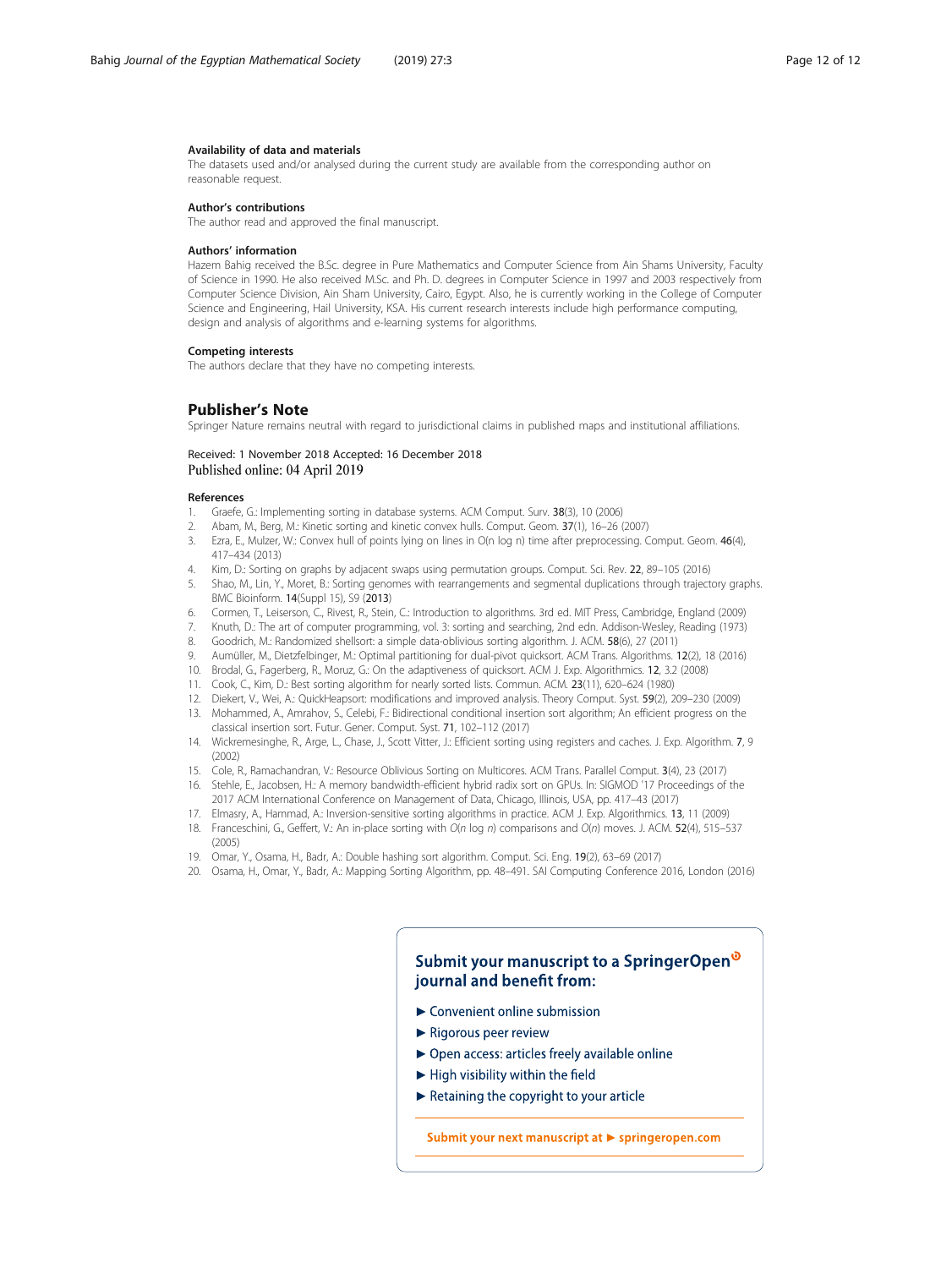### Availability of data and materials

The datasets used and/or analysed during the current study are available from the corresponding author on reasonable request.

### Author's contributions

The author read and approved the final manuscript.

### Authors' information

Hazem Bahig received the B.Sc. degree in Pure Mathematics and Computer Science from Ain Shams University, Faculty of Science in 1990. He also received M.Sc. and Ph. D. degrees in Computer Science in 1997 and 2003 respectively from Computer Science Division, Ain Sham University, Cairo, Egypt. Also, he is currently working in the College of Computer Science and Engineering, Hail University, KSA. His current research interests include high performance computing, design and analysis of algorithms and e-learning systems for algorithms.

### Competing interests

The authors declare that they have no competing interests.

## Publisher's Note

Springer Nature remains neutral with regard to jurisdictional claims in published maps and institutional affiliations.

Received: 1 November 2018 Accepted: 16 December 2018
Published online: 04 April 2019

### References

1. Graefe, G.: Implementing sorting in database systems. ACM Comput. Surv. **38**(3), 10 (2006)
2. Abam, M., Berg, M.: Kinetic sorting and kinetic convex hulls. Comput. Geom. **37**(1), 16–26 (2007)
3. Ezra, E., Mulzer, W.: Convex hull of points lying on lines in O(n log n) time after preprocessing. Comput. Geom. **46**(4), 417–434 (2013)
4. Kim, D.: Sorting on graphs by adjacent swaps using permutation groups. Comput. Sci. Rev. **22**, 89–105 (2016)
5. Shao, M., Lin, Y., Moret, B.: Sorting genomes with rearrangements and segmental duplications through trajectory graphs. BMC Bioinform. **14**(Suppl 15), S9 (**2013**)
6. Cormen, T., Leiserson, C., Rivest, R., Stein, C.: Introduction to algorithms. 3rd ed. MIT Press, Cambridge, England (2009)
7. Knuth, D.: The art of computer programming, vol. 3: sorting and searching, 2nd edn. Addison-Wesley, Reading (1973)
8. Goodrich, M.: Randomized shellsort: a simple data-oblivious sorting algorithm. J. ACM. **58**(6), 27 (2011)
9. Aumüller, M., Dietzfelbinger, M.: Optimal partitioning for dual-pivot quicksort. ACM Trans. Algorithms. **12**(2), 18 (2016)
10. Brodal, G., Fagerberg, R., Moruz, G.: On the adaptiveness of quicksort. ACM J. Exp. Algorithmics. **12**, 3.2 (2008)
11. Cook, C., Kim, D.: Best sorting algorithm for nearly sorted lists. Commun. ACM. **23**(11), 620–624 (1980)
12. Diekert, V., Wei, A.: QuickHeapsort: modifications and improved analysis. Theory Comput. Syst. **59**(2), 209–230 (2009)
13. Mohammed, A., Amrahov, S., Celebi, F.: Bidirectional conditional insertion sort algorithm; An efficient progress on the classical insertion sort. Futur. Gener. Comput. Syst. **71**, 102–112 (2017)
14. Wickremesinghe, R., Arge, L., Chase, J., Scott Vitter, J.: Efficient sorting using registers and caches. J. Exp. Algorithm. **7**, 9 (2002)
15. Cole, R., Ramachandran, V.: Resource Oblivious Sorting on Multicores. ACM Trans. Parallel Comput. **3**(4), 23 (2017)
16. Stehle, E., Jacobsen, H.: A memory bandwidth-efficient hybrid radix sort on GPUs. In: SIGMOD '17 Proceedings of the 2017 ACM International Conference on Management of Data, Chicago, Illinois, USA, pp. 417–43 (2017)
17. Elmasry, A., Hammad, A.: Inversion-sensitive sorting algorithms in practice. ACM J. Exp. Algorithmics. **13**, 11 (2009)
18. Franceschini, G., Geffert, V.: An in-place sorting with $O(n \log n)$ comparisons and $O(n)$ moves. J. ACM. **52**(4), 515–537 (2005)
19. Omar, Y., Osama, H., Badr, A.: Double hashing sort algorithm. Comput. Sci. Eng. **19**(2), 63–69 (2017)
20. Osama, H., Omar, Y., Badr, A.: Mapping Sorting Algorithm, pp. 48–491. SAI Computing Conference 2016, London (2016)